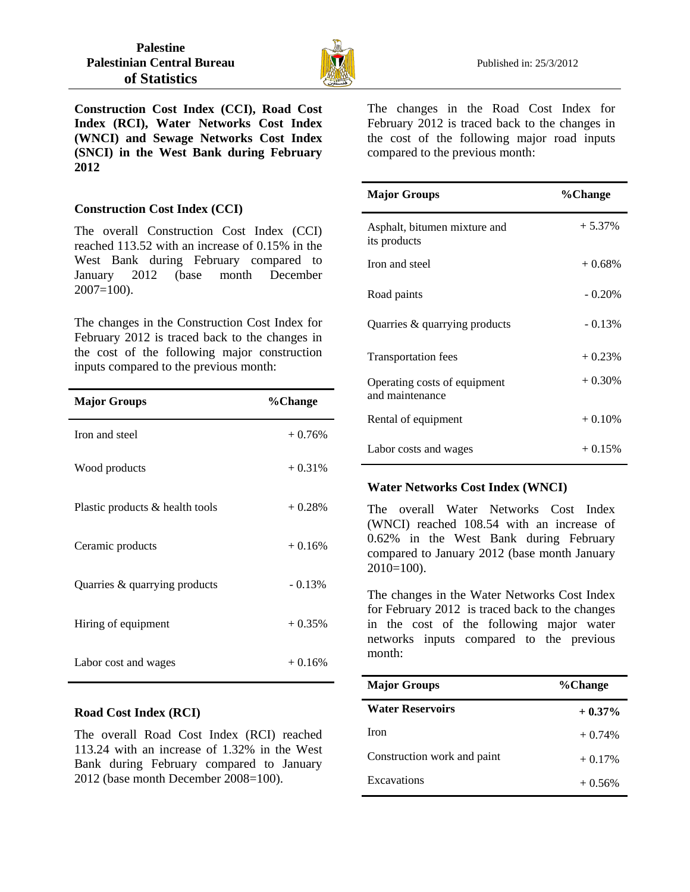**Palestine**
**Palestinian Central Bureau of Statistics**

Published in: 25/3/2012

## Construction Cost Index (CCI), Road Cost Index (RCI), Water Networks Cost Index (WNCI) and Sewage Networks Cost Index (SNCI) in the West Bank during February 2012

### Construction Cost Index (CCI)

The overall Construction Cost Index (CCI) reached 113.52 with an increase of 0.15% in the West Bank during February compared to January 2012 (base month December 2007=100).

The changes in the Construction Cost Index for February 2012 is traced back to the changes in the cost of the following major construction inputs compared to the previous month:

| Major Groups | %Change |
|---|---|
| Iron and steel | + 0.76% |
| Wood products | + 0.31% |
| Plastic products & health tools | + 0.28% |
| Ceramic products | + 0.16% |
| Quarries & quarrying products | - 0.13% |
| Hiring of equipment | + 0.35% |
| Labor cost and wages | + 0.16% |

### Road Cost Index (RCI)

The overall Road Cost Index (RCI) reached 113.24 with an increase of 1.32% in the West Bank during February compared to January 2012 (base month December 2008=100).

The changes in the Road Cost Index for February 2012 is traced back to the changes in the cost of the following major road inputs compared to the previous month:

| Major Groups | %Change |
|---|---|
| Asphalt, bitumen mixture and its products | + 5.37% |
| Iron and steel | + 0.68% |
| Road paints | - 0.20% |
| Quarries & quarrying products | - 0.13% |
| Transportation fees | + 0.23% |
| Operating costs of equipment and maintenance | + 0.30% |
| Rental of equipment | + 0.10% |
| Labor costs and wages | + 0.15% |

### Water Networks Cost Index (WNCI)

The overall Water Networks Cost Index (WNCI) reached 108.54 with an increase of 0.62% in the West Bank during February compared to January 2012 (base month January 2010=100).

The changes in the Water Networks Cost Index for February 2012 is traced back to the changes in the cost of the following major water networks inputs compared to the previous month:

| Major Groups | %Change |
|---|---|
| **Water Reservoirs** | **+ 0.37%** |
| Iron | + 0.74% |
| Construction work and paint | + 0.17% |
| Excavations | + 0.56% |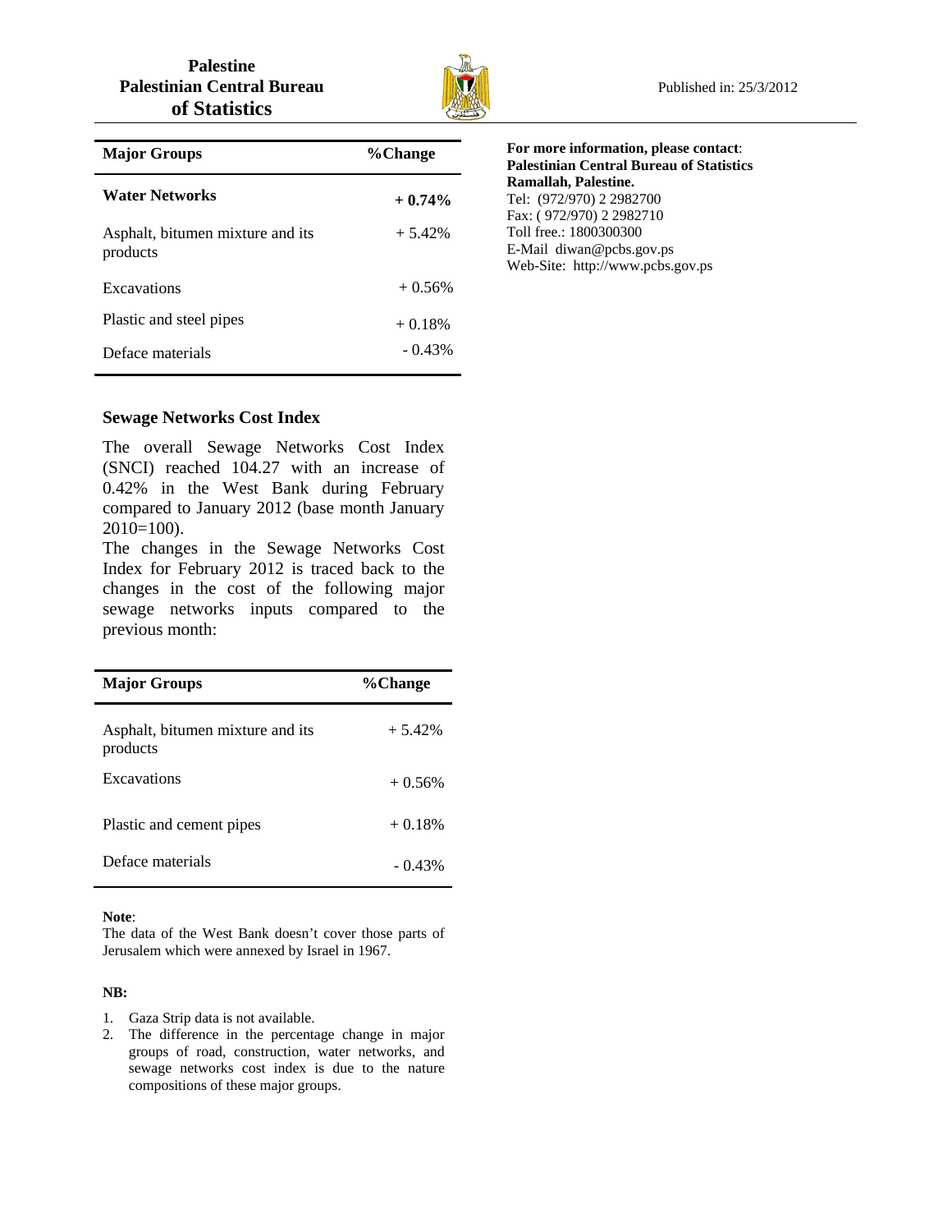**Palestine**
**Palestinian Central Bureau of Statistics**

Published in: 25/3/2012

| **Major Groups** | **%Change** |
| --- | --- |
| **Water Networks** | **+ 0.74%** |
| Asphalt, bitumen mixture and its products | + 5.42% |
| Excavations | + 0.56% |
| Plastic and steel pipes | + 0.18% |
| Deface materials | - 0.43% |

**For more information, please contact**:
**Palestinian Central Bureau of Statistics**
**Ramallah, Palestine.**
Tel: (972/970) 2 2982700
Fax: ( 972/970) 2 2982710
Toll free.: 1800300300
E-Mail diwan@pcbs.gov.ps
Web-Site: http://www.pcbs.gov.ps

### Sewage Networks Cost Index

The overall Sewage Networks Cost Index (SNCI) reached 104.27 with an increase of 0.42% in the West Bank during February compared to January 2012 (base month January 2010=100).

The changes in the Sewage Networks Cost Index for February 2012 is traced back to the changes in the cost of the following major sewage networks inputs compared to the previous month:

| **Major Groups** | **%Change** |
| --- | --- |
| Asphalt, bitumen mixture and its products | + 5.42% |
| Excavations | + 0.56% |
| Plastic and cement pipes | + 0.18% |
| Deface materials | - 0.43% |

**Note**:
The data of the West Bank doesn't cover those parts of Jerusalem which were annexed by Israel in 1967.

**NB:**

1. Gaza Strip data is not available.
2. The difference in the percentage change in major groups of road, construction, water networks, and sewage networks cost index is due to the nature compositions of these major groups.